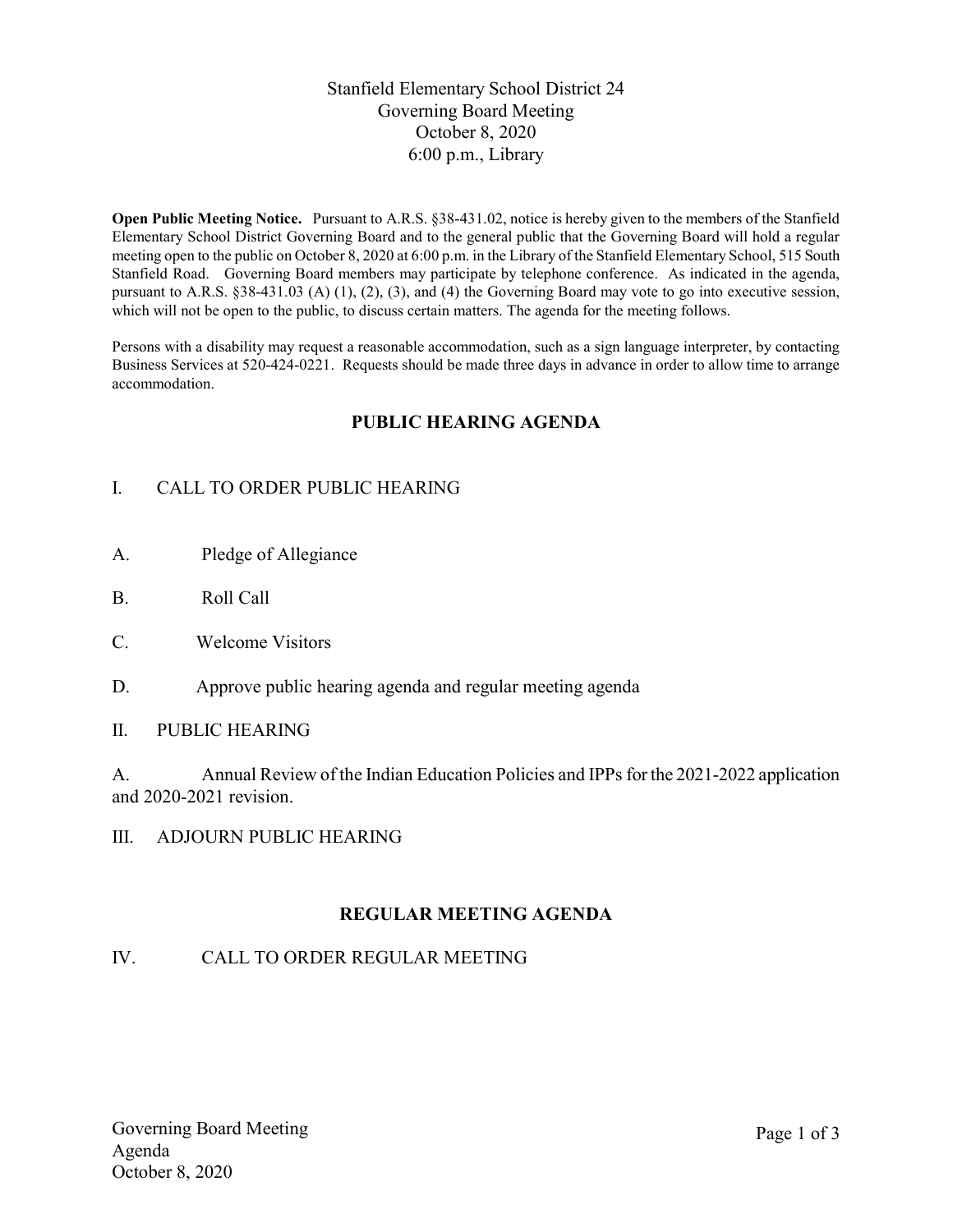# Stanfield Elementary School District 24
## Governing Board Meeting
## October 8, 2020
## 6:00 p.m., Library

**Open Public Meeting Notice.** Pursuant to A.R.S. §38-431.02, notice is hereby given to the members of the Stanfield Elementary School District Governing Board and to the general public that the Governing Board will hold a regular meeting open to the public on October 8, 2020 at 6:00 p.m. in the Library of the Stanfield Elementary School, 515 South Stanfield Road. Governing Board members may participate by telephone conference. As indicated in the agenda, pursuant to A.R.S. §38-431.03 (A) (1), (2), (3), and (4) the Governing Board may vote to go into executive session, which will not be open to the public, to discuss certain matters. The agenda for the meeting follows.

Persons with a disability may request a reasonable accommodation, such as a sign language interpreter, by contacting Business Services at 520-424-0221. Requests should be made three days in advance in order to allow time to arrange accommodation.

## PUBLIC HEARING AGENDA

I. CALL TO ORDER PUBLIC HEARING

A. Pledge of Allegiance

B. Roll Call

C. Welcome Visitors

D. Approve public hearing agenda and regular meeting agenda

II. PUBLIC HEARING

A. Annual Review of the Indian Education Policies and IPPs for the 2021-2022 application and 2020-2021 revision.

III. ADJOURN PUBLIC HEARING

## REGULAR MEETING AGENDA

IV. CALL TO ORDER REGULAR MEETING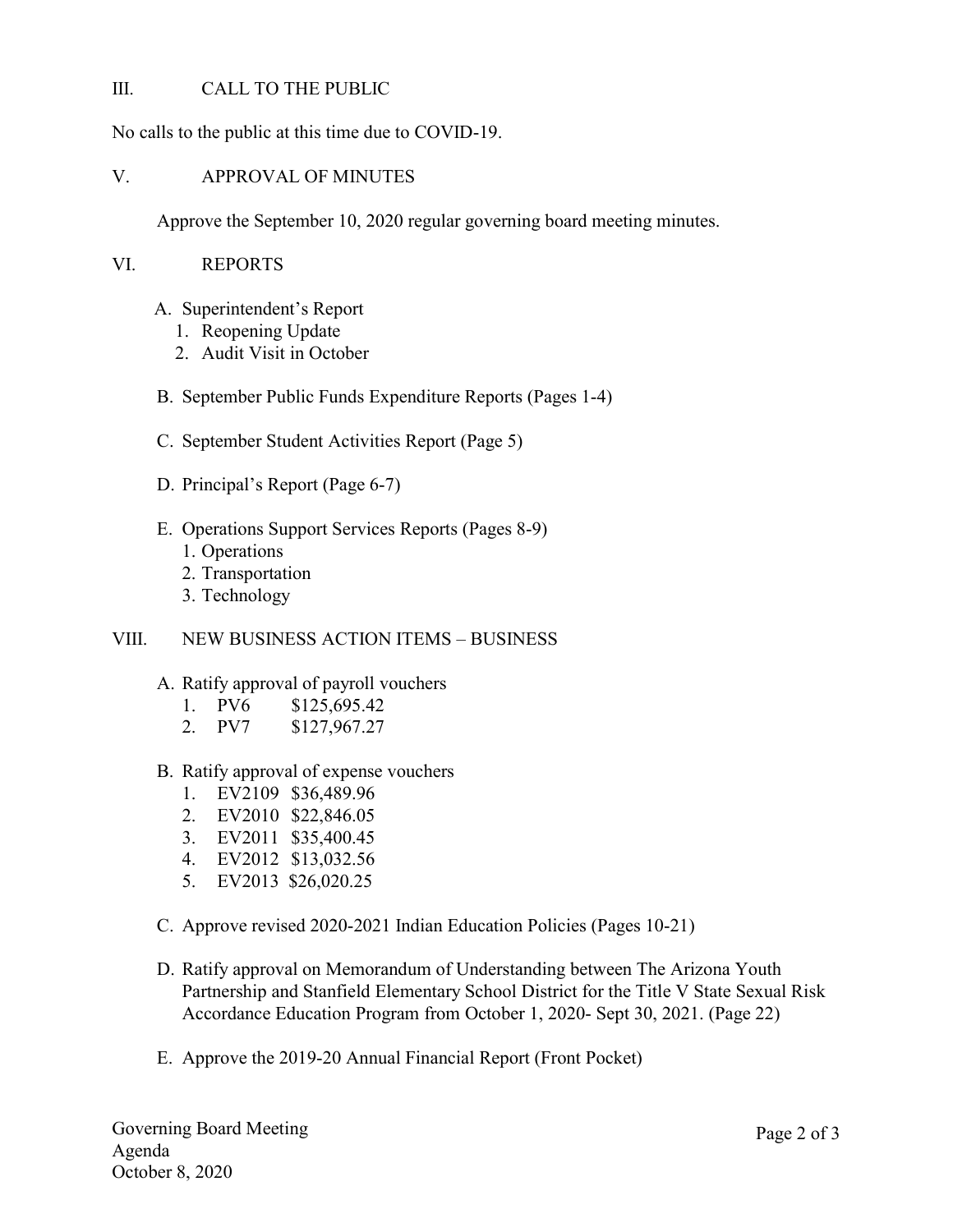## III. CALL TO THE PUBLIC

No calls to the public at this time due to COVID-19.

## V. APPROVAL OF MINUTES

Approve the September 10, 2020 regular governing board meeting minutes.

## VI. REPORTS

A. Superintendent's Report
   1. Reopening Update
   2. Audit Visit in October

B. September Public Funds Expenditure Reports (Pages 1-4)

C. September Student Activities Report (Page 5)

D. Principal's Report (Page 6-7)

E. Operations Support Services Reports (Pages 8-9)
   1. Operations
   2. Transportation
   3. Technology

## VIII. NEW BUSINESS ACTION ITEMS – BUSINESS

A. Ratify approval of payroll vouchers
   1. PV6 $125,695.42
   2. PV7 $127,967.27

B. Ratify approval of expense vouchers
   1. EV2109 $36,489.96
   2. EV2010 $22,846.05
   3. EV2011 $35,400.45
   4. EV2012 $13,032.56
   5. EV2013 $26,020.25

C. Approve revised 2020-2021 Indian Education Policies (Pages 10-21)

D. Ratify approval on Memorandum of Understanding between The Arizona Youth Partnership and Stanfield Elementary School District for the Title V State Sexual Risk Accordance Education Program from October 1, 2020- Sept 30, 2021. (Page 22)

E. Approve the 2019-20 Annual Financial Report (Front Pocket)

Governing Board Meeting
Agenda
October 8, 2020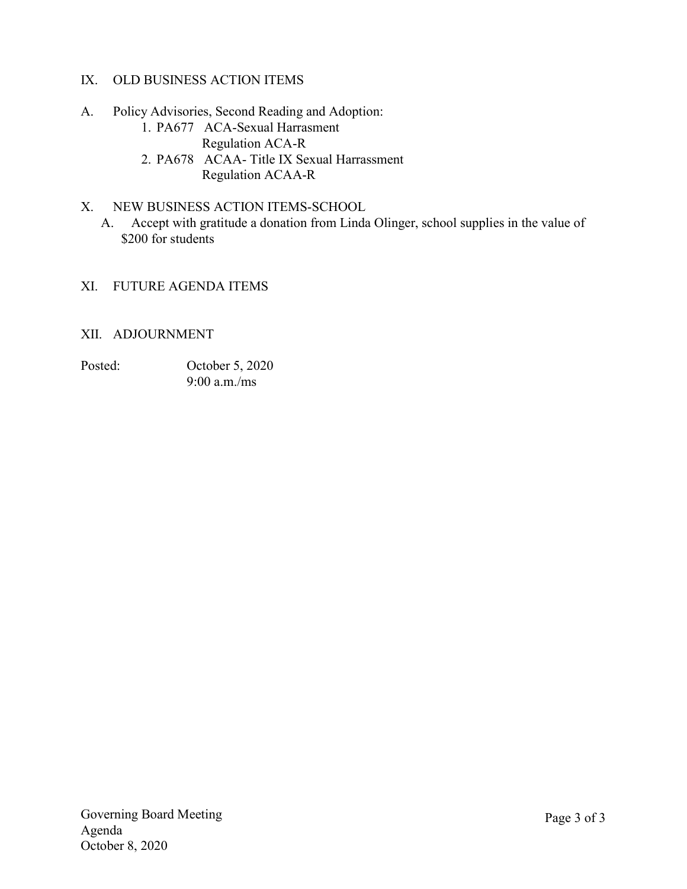## IX. OLD BUSINESS ACTION ITEMS

A. Policy Advisories, Second Reading and Adoption:

1. PA677 ACA-Sexual Harrasment
   Regulation ACA-R
2. PA678 ACAA- Title IX Sexual Harrassment
   Regulation ACAA-R

## X. NEW BUSINESS ACTION ITEMS-SCHOOL

A. Accept with gratitude a donation from Linda Olinger, school supplies in the value of $200 for students

## XI. FUTURE AGENDA ITEMS

## XII. ADJOURNMENT

Posted: October 5, 2020
9:00 a.m./ms